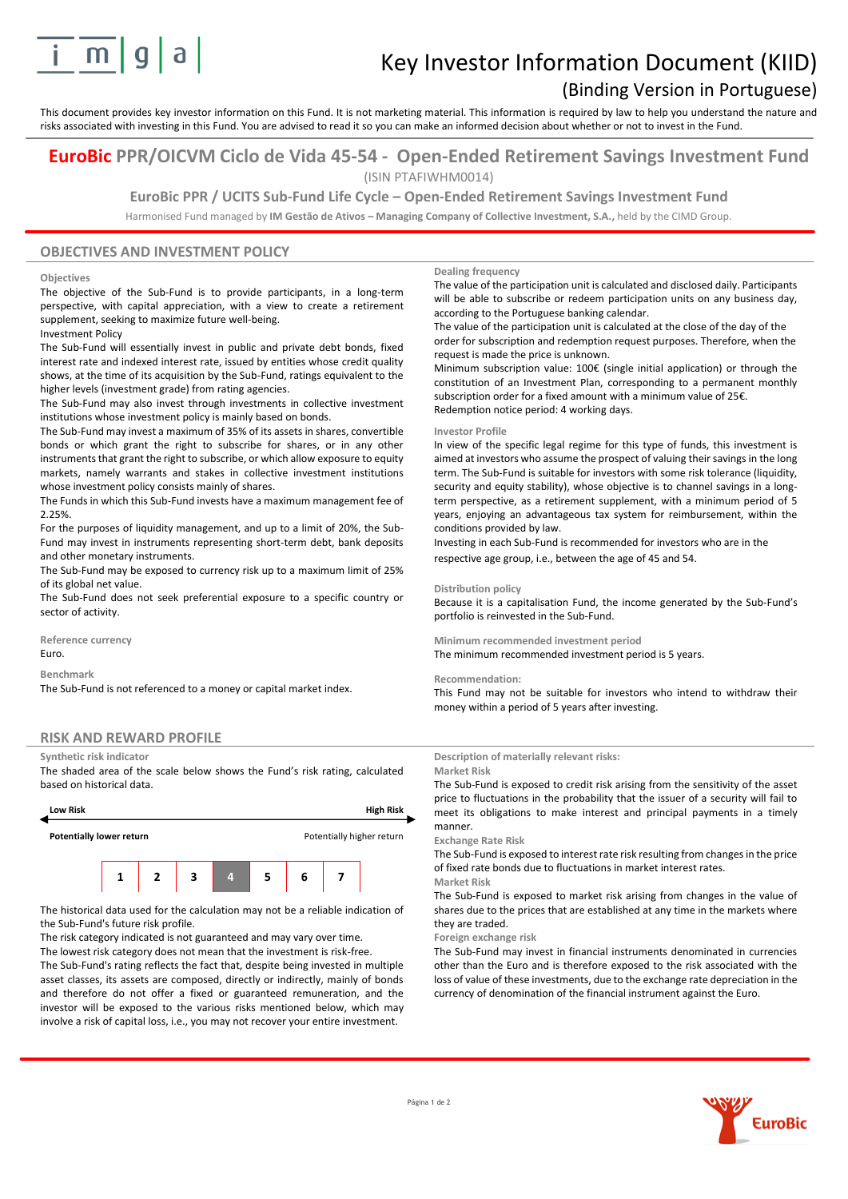# Key Investor Information Document (KIID)

## (Binding Version in Portuguese)

This document provides key investor information on this Fund. It is not marketing material. This information is required by law to help you understand the nature and risks associated with investing in this Fund. You are advised to read it so you can make an informed decision about whether or not to invest in the Fund.

# **EuroBic** PPR/OICVM Ciclo de Vida 45-54 - Open-Ended Retirement Savings Investment Fund

(ISIN PTAFIWHM0014)

### EuroBic PPR / UCITS Sub-Fund Life Cycle – Open-Ended Retirement Savings Investment Fund

Harmonised Fund managed by **IM Gestão de Ativos – Managing Company of Collective Investment, S.A.,** held by the CIMD Group.

## OBJECTIVES AND INVESTMENT POLICY

**Objectives**

The objective of the Sub-Fund is to provide participants, in a long-term perspective, with capital appreciation, with a view to create a retirement supplement, seeking to maximize future well-being.

Investment Policy

The Sub-Fund will essentially invest in public and private debt bonds, fixed interest rate and indexed interest rate, issued by entities whose credit quality shows, at the time of its acquisition by the Sub-Fund, ratings equivalent to the higher levels (investment grade) from rating agencies.

The Sub-Fund may also invest through investments in collective investment institutions whose investment policy is mainly based on bonds.

The Sub-Fund may invest a maximum of 35% of its assets in shares, convertible bonds or which grant the right to subscribe for shares, or in any other instruments that grant the right to subscribe, or which allow exposure to equity markets, namely warrants and stakes in collective investment institutions whose investment policy consists mainly of shares.

The Funds in which this Sub-Fund invests have a maximum management fee of 2.25%.

For the purposes of liquidity management, and up to a limit of 20%, the Sub-Fund may invest in instruments representing short-term debt, bank deposits and other monetary instruments.

The Sub-Fund may be exposed to currency risk up to a maximum limit of 25% of its global net value.

The Sub-Fund does not seek preferential exposure to a specific country or sector of activity.

**Reference currency**

Euro.

**Benchmark**

The Sub-Fund is not referenced to a money or capital market index.

**Dealing frequency**

The value of the participation unit is calculated and disclosed daily. Participants will be able to subscribe or redeem participation units on any business day, according to the Portuguese banking calendar.

The value of the participation unit is calculated at the close of the day of the order for subscription and redemption request purposes. Therefore, when the request is made the price is unknown.

Minimum subscription value: 100€ (single initial application) or through the constitution of an Investment Plan, corresponding to a permanent monthly subscription order for a fixed amount with a minimum value of 25€.

Redemption notice period: 4 working days.

**Investor Profile**

In view of the specific legal regime for this type of funds, this investment is aimed at investors who assume the prospect of valuing their savings in the long term. The Sub-Fund is suitable for investors with some risk tolerance (liquidity, security and equity stability), whose objective is to channel savings in a long-term perspective, as a retirement supplement, with a minimum period of 5 years, enjoying an advantageous tax system for reimbursement, within the conditions provided by law.

Investing in each Sub-Fund is recommended for investors who are in the respective age group, i.e., between the age of 45 and 54.

**Distribution policy**

Because it is a capitalisation Fund, the income generated by the Sub-Fund's portfolio is reinvested in the Sub-Fund.

**Minimum recommended investment period**

The minimum recommended investment period is 5 years.

**Recommendation:**

This Fund may not be suitable for investors who intend to withdraw their money within a period of 5 years after investing.

## RISK AND REWARD PROFILE

**Synthetic risk indicator**

The shaded area of the scale below shows the Fund's risk rating, calculated based on historical data.

**Low Risk** → **High Risk**

**Potentially lower return** — Potentially higher return

| 1 | 2 | 3 | **4** | 5 | 6 | 7 |
|---|---|---|---|---|---|---|

The historical data used for the calculation may not be a reliable indication of the Sub-Fund's future risk profile.

The risk category indicated is not guaranteed and may vary over time.

The lowest risk category does not mean that the investment is risk-free.

The Sub-Fund's rating reflects the fact that, despite being invested in multiple asset classes, its assets are composed, directly or indirectly, mainly of bonds and therefore do not offer a fixed or guaranteed remuneration, and the investor will be exposed to the various risks mentioned below, which may involve a risk of capital loss, i.e., you may not recover your entire investment.

**Description of materially relevant risks:**

**Market Risk**

The Sub-Fund is exposed to credit risk arising from the sensitivity of the asset price to fluctuations in the probability that the issuer of a security will fail to meet its obligations to make interest and principal payments in a timely manner.

**Exchange Rate Risk**

The Sub-Fund is exposed to interest rate risk resulting from changes in the price of fixed rate bonds due to fluctuations in market interest rates.

**Market Risk**

The Sub-Fund is exposed to market risk arising from changes in the value of shares due to the prices that are established at any time in the markets where they are traded.

**Foreign exchange risk**

The Sub-Fund may invest in financial instruments denominated in currencies other than the Euro and is therefore exposed to the risk associated with the loss of value of these investments, due to the exchange rate depreciation in the currency of denomination of the financial instrument against the Euro.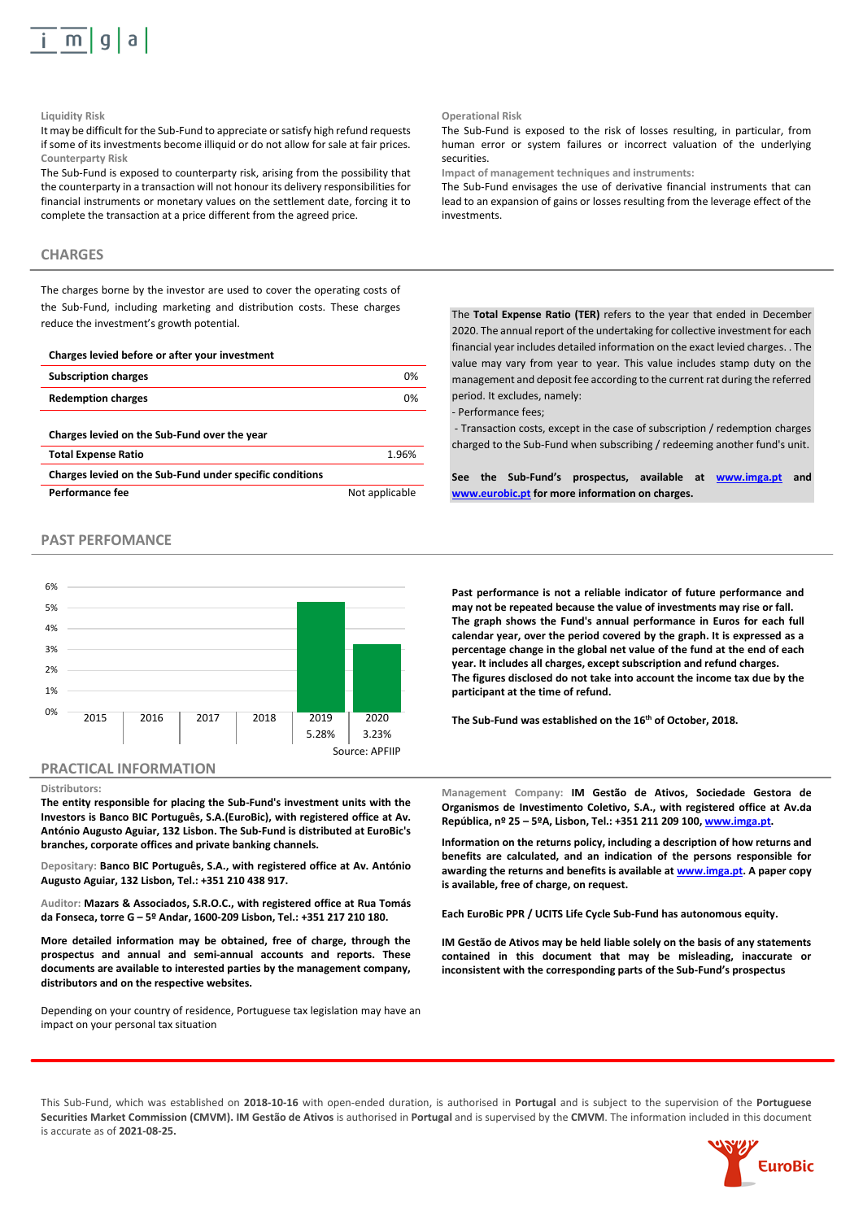**Liquidity Risk**
It may be difficult for the Sub-Fund to appreciate or satisfy high refund requests if some of its investments become illiquid or do not allow for sale at fair prices.

**Counterparty Risk**
The Sub-Fund is exposed to counterparty risk, arising from the possibility that the counterparty in a transaction will not honour its delivery responsibilities for financial instruments or monetary values on the settlement date, forcing it to complete the transaction at a price different from the agreed price.

**Operational Risk**
The Sub-Fund is exposed to the risk of losses resulting, in particular, from human error or system failures or incorrect valuation of the underlying securities.

**Impact of management techniques and instruments:**
The Sub-Fund envisages the use of derivative financial instruments that can lead to an expansion of gains or losses resulting from the leverage effect of the investments.

## CHARGES

The charges borne by the investor are used to cover the operating costs of the Sub-Fund, including marketing and distribution costs. These charges reduce the investment's growth potential.

| Charges levied before or after your investment | |
|---|---|
| **Subscription charges** | 0% |
| **Redemption charges** | 0% |
| **Charges levied on the Sub-Fund over the year** | |
| **Total Expense Ratio** | 1.96% |
| **Charges levied on the Sub-Fund under specific conditions** | |
| **Performance fee** | Not applicable |

The **Total Expense Ratio (TER)** refers to the year that ended in December 2020. The annual report of the undertaking for collective investment for each financial year includes detailed information on the exact levied charges. . The value may vary from year to year. This value includes stamp duty on the management and deposit fee according to the current rat during the referred period. It excludes, namely:
- Performance fees;
- Transaction costs, except in the case of subscription / redemption charges charged to the Sub-Fund when subscribing / redeeming another fund's unit.

**See the Sub-Fund's prospectus, available at www.imga.pt and www.eurobic.pt for more information on charges.**

## PAST PERFOMANCE

6%
5%
4%
3%
2%
1%
0%
2015
2016
2017
2018
2019
2020
5.28%
3.23%
Source: APFIIP

**Past performance is not a reliable indicator of future performance and may not be repeated because the value of investments may rise or fall. The graph shows the Fund's annual performance in Euros for each full calendar year, over the period covered by the graph. It is expressed as a percentage change in the global net value of the fund at the end of each year. It includes all charges, except subscription and refund charges. The figures disclosed do not take into account the income tax due by the participant at the time of refund.**

**The Sub-Fund was established on the 16th of October, 2018.**

## PRACTICAL INFORMATION

Distributors: **The entity responsible for placing the Sub-Fund's investment units with the Investors is Banco BIC Português, S.A.(EuroBic), with registered office at Av. António Augusto Aguiar, 132 Lisbon. The Sub-Fund is distributed at EuroBic's branches, corporate offices and private banking channels.**

Depositary: **Banco BIC Português, S.A., with registered office at Av. António Augusto Aguiar, 132 Lisbon, Tel.: +351 210 438 917.**

Auditor: **Mazars & Associados, S.R.O.C., with registered office at Rua Tomás da Fonseca, torre G – 5º Andar, 1600-209 Lisbon, Tel.: +351 217 210 180.**

**More detailed information may be obtained, free of charge, through the prospectus and annual and semi-annual accounts and reports. These documents are available to interested parties by the management company, distributors and on the respective websites.**

Depending on your country of residence, Portuguese tax legislation may have an impact on your personal tax situation

Management Company: **IM Gestão de Ativos, Sociedade Gestora de Organismos de Investimento Coletivo, S.A., with registered office at Av.da República, nº 25 – 5ºA, Lisbon, Tel.: +351 211 209 100, www.imga.pt.**

**Information on the returns policy, including a description of how returns and benefits are calculated, and an indication of the persons responsible for awarding the returns and benefits is available at www.imga.pt. A paper copy is available, free of charge, on request.**

**Each EuroBic PPR / UCITS Life Cycle Sub-Fund has autonomous equity.**

**IM Gestão de Ativos may be held liable solely on the basis of any statements contained in this document that may be misleading, inaccurate or inconsistent with the corresponding parts of the Sub-Fund's prospectus**

This Sub-Fund, which was established on **2018-10-16** with open-ended duration, is authorised in **Portugal** and is subject to the supervision of the **Portuguese Securities Market Commission (CMVM). IM Gestão de Ativos** is authorised in **Portugal** and is supervised by the **CMVM**. The information included in this document is accurate as of **2021-08-25.**